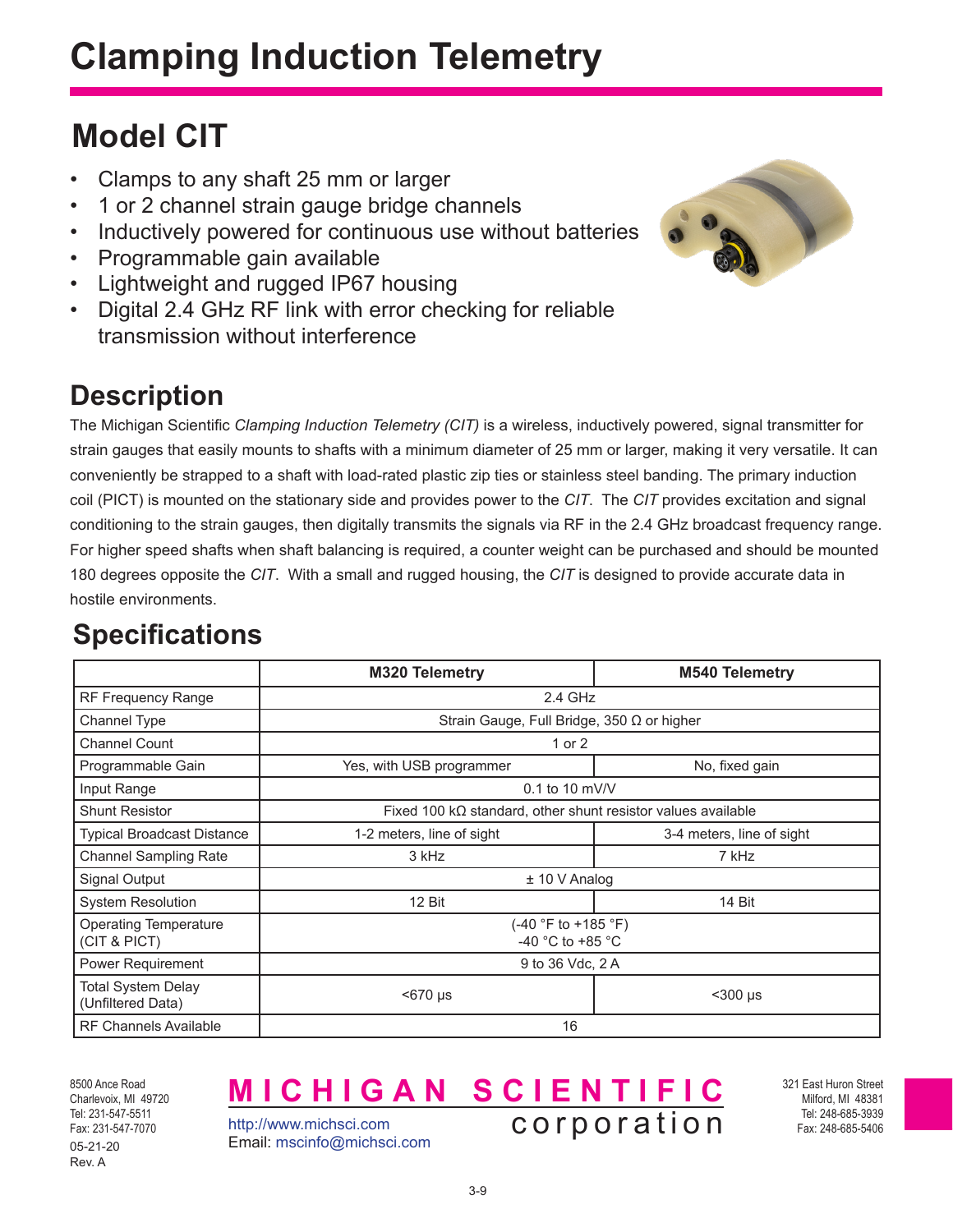# Clamping Induction Telemetry

## Model CIT

- Clamps to any shaft 25 mm or larger
- 1 or 2 channel strain gauge bridge channels
- Inductively powered for continuous use without batteries
- Programmable gain available
- Lightweight and rugged IP67 housing
- Digital 2.4 GHz RF link with error checking for reliable transmission without interference

## Description

The Michigan Scientific *Clamping Induction Telemetry (CIT)* is a wireless, inductively powered, signal transmitter for strain gauges that easily mounts to shafts with a minimum diameter of 25 mm or larger, making it very versatile. It can conveniently be strapped to a shaft with load-rated plastic zip ties or stainless steel banding. The primary induction coil (PICT) is mounted on the stationary side and provides power to the *CIT*. The *CIT* provides excitation and signal conditioning to the strain gauges, then digitally transmits the signals via RF in the 2.4 GHz broadcast frequency range. For higher speed shafts when shaft balancing is required, a counter weight can be purchased and should be mounted 180 degrees opposite the *CIT*. With a small and rugged housing, the *CIT* is designed to provide accurate data in hostile environments.

## Specifications

| | M320 Telemetry | M540 Telemetry |
|---|---|---|
| RF Frequency Range | 2.4 GHz | |
| Channel Type | Strain Gauge, Full Bridge, 350 Ω or higher | |
| Channel Count | 1 or 2 | |
| Programmable Gain | Yes, with USB programmer | No, fixed gain |
| Input Range | 0.1 to 10 mV/V | |
| Shunt Resistor | Fixed 100 kΩ standard, other shunt resistor values available | |
| Typical Broadcast Distance | 1-2 meters, line of sight | 3-4 meters, line of sight |
| Channel Sampling Rate | 3 kHz | 7 kHz |
| Signal Output | ± 10 V Analog | |
| System Resolution | 12 Bit | 14 Bit |
| Operating Temperature (CIT & PICT) | (-40 °F to +185 °F) -40 °C to +85 °C | |
| Power Requirement | 9 to 36 Vdc, 2 A | |
| Total System Delay (Unfiltered Data) | <670 µs | <300 µs |
| RF Channels Available | 16 | |

8500 Ance Road
Charlevoix, MI 49720
Tel: 231-547-5511
Fax: 231-547-7070
05-21-20
Rev. A

**MICHIGAN SCIENTIFIC corporation**

http://www.michsci.com
Email: mscinfo@michsci.com

321 East Huron Street
Milford, MI 48381
Tel: 248-685-3939
Fax: 248-685-5406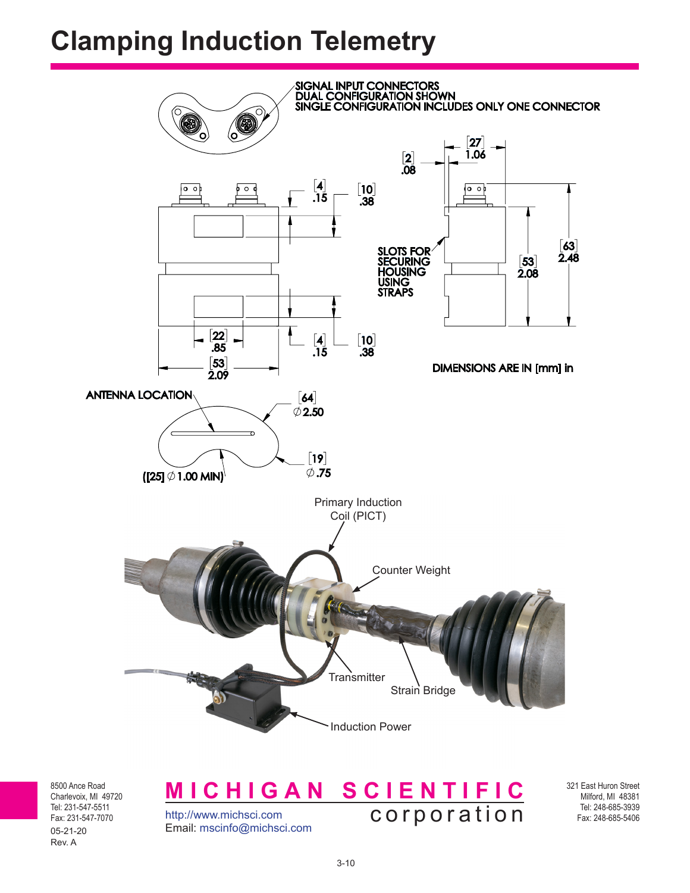# Clamping Induction Telemetry

SIGNAL INPUT CONNECTORS
DUAL CONFIGURATION SHOWN
SINGLE CONFIGURATION INCLUDES ONLY ONE CONNECTOR

[27]
1.06

[2]
.08

[4]
.15

[10]
.38

SLOTS FOR SECURING HOUSING USING STRAPS

[63]
2.48

[53]
2.08

[22]
.85

[53]
2.09

[4]
.15

[10]
.38

DIMENSIONS ARE IN [mm] in

ANTENNA LOCATION

[64]
∅2.50

[19]
∅.75

([25] ∅1.00 MIN)

Primary Induction Coil (PICT)

Counter Weight

Transmitter

Strain Bridge

Induction Power

8500 Ance Road
Charlevoix, MI 49720
Tel: 231-547-5511
Fax: 231-547-7070
05-21-20
Rev. A

MICHIGAN SCIENTIFIC corporation

http://www.michsci.com
Email: mscinfo@michsci.com

321 East Huron Street
Milford, MI 48381
Tel: 248-685-3939
Fax: 248-685-5406